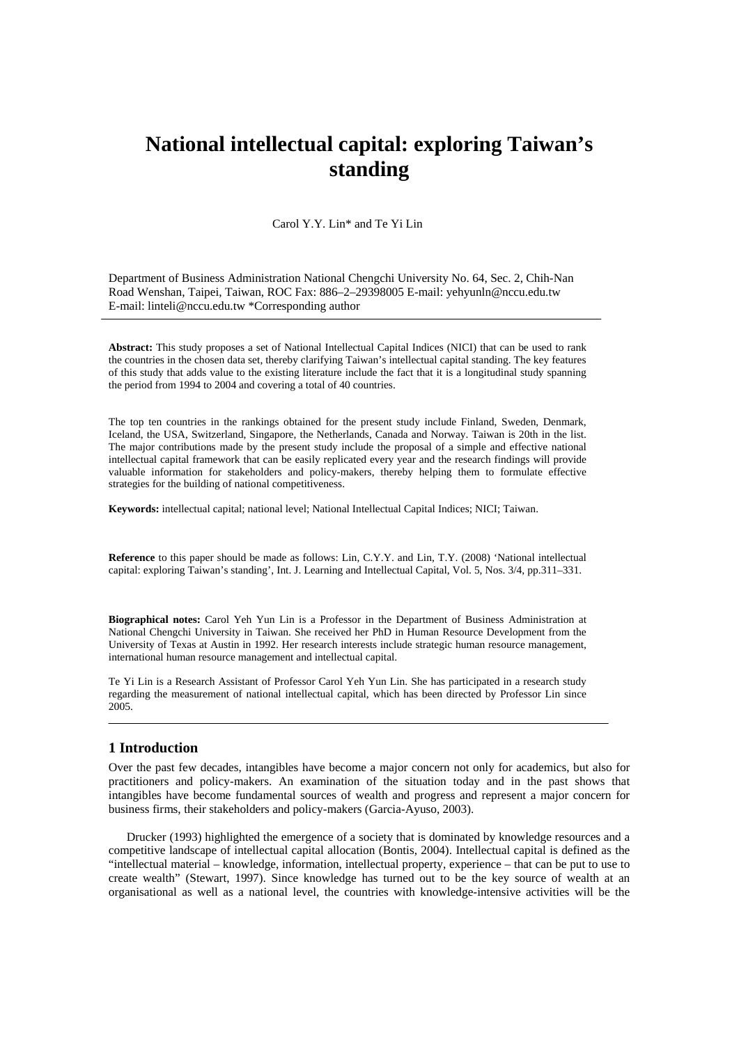# National intellectual capital: exploring Taiwan's standing

Carol Y.Y. Lin* and Te Yi Lin

Department of Business Administration National Chengchi University No. 64, Sec. 2, Chih-Nan Road Wenshan, Taipei, Taiwan, ROC Fax: 886–2–29398005 E-mail: yehyunln@nccu.edu.tw E-mail: linteli@nccu.edu.tw *Corresponding author

---

**Abstract:** This study proposes a set of National Intellectual Capital Indices (NICI) that can be used to rank the countries in the chosen data set, thereby clarifying Taiwan's intellectual capital standing. The key features of this study that adds value to the existing literature include the fact that it is a longitudinal study spanning the period from 1994 to 2004 and covering a total of 40 countries.

The top ten countries in the rankings obtained for the present study include Finland, Sweden, Denmark, Iceland, the USA, Switzerland, Singapore, the Netherlands, Canada and Norway. Taiwan is 20th in the list. The major contributions made by the present study include the proposal of a simple and effective national intellectual capital framework that can be easily replicated every year and the research findings will provide valuable information for stakeholders and policy-makers, thereby helping them to formulate effective strategies for the building of national competitiveness.

**Keywords:** intellectual capital; national level; National Intellectual Capital Indices; NICI; Taiwan.

**Reference** to this paper should be made as follows: Lin, C.Y.Y. and Lin, T.Y. (2008) 'National intellectual capital: exploring Taiwan's standing', Int. J. Learning and Intellectual Capital, Vol. 5, Nos. 3/4, pp.311–331.

**Biographical notes:** Carol Yeh Yun Lin is a Professor in the Department of Business Administration at National Chengchi University in Taiwan. She received her PhD in Human Resource Development from the University of Texas at Austin in 1992. Her research interests include strategic human resource management, international human resource management and intellectual capital.

Te Yi Lin is a Research Assistant of Professor Carol Yeh Yun Lin. She has participated in a research study regarding the measurement of national intellectual capital, which has been directed by Professor Lin since 2005.

---

## 1 Introduction

Over the past few decades, intangibles have become a major concern not only for academics, but also for practitioners and policy-makers. An examination of the situation today and in the past shows that intangibles have become fundamental sources of wealth and progress and represent a major concern for business firms, their stakeholders and policy-makers (Garcia-Ayuso, 2003).

Drucker (1993) highlighted the emergence of a society that is dominated by knowledge resources and a competitive landscape of intellectual capital allocation (Bontis, 2004). Intellectual capital is defined as the "intellectual material – knowledge, information, intellectual property, experience – that can be put to use to create wealth" (Stewart, 1997). Since knowledge has turned out to be the key source of wealth at an organisational as well as a national level, the countries with knowledge-intensive activities will be the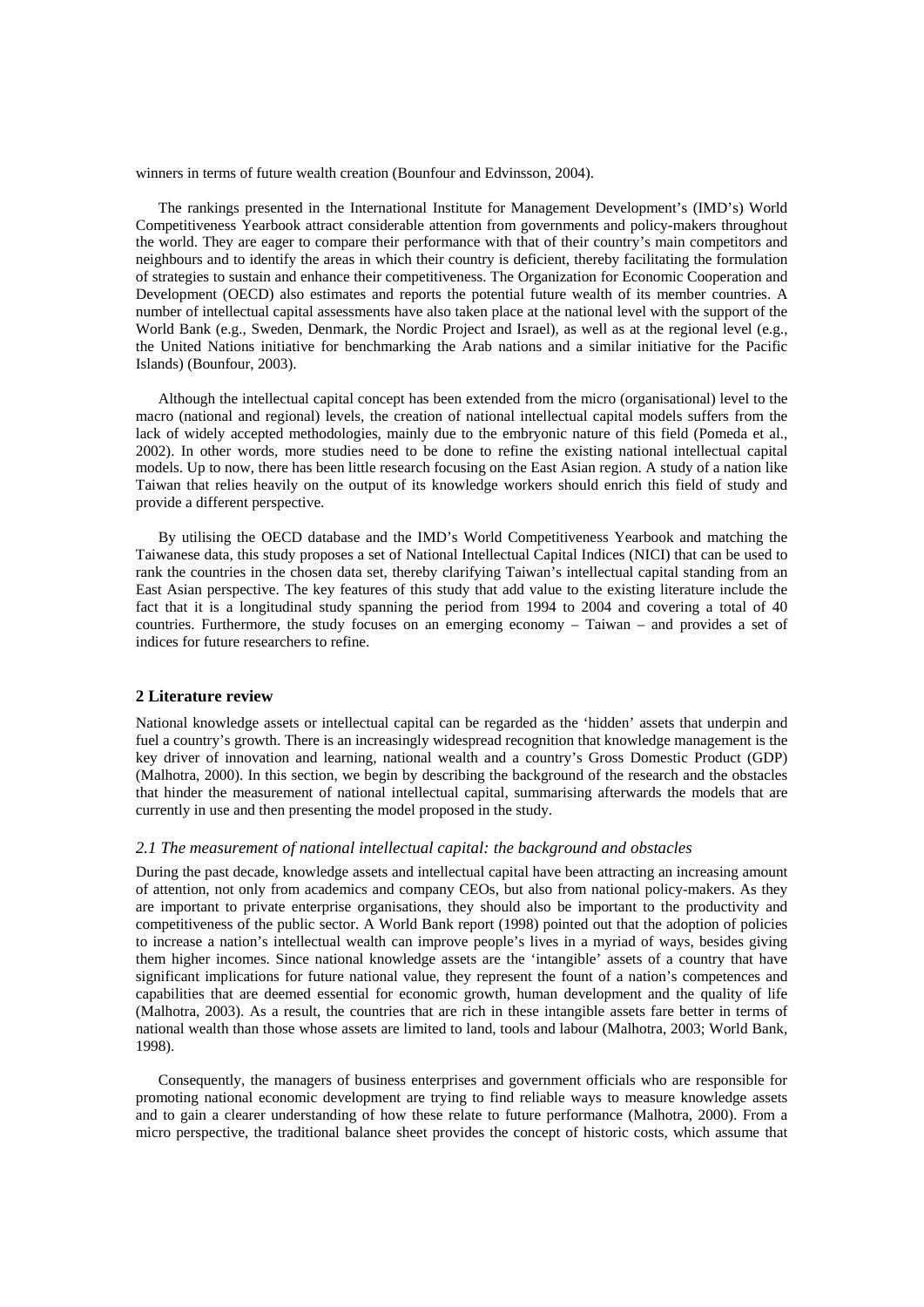winners in terms of future wealth creation (Bounfour and Edvinsson, 2004).

The rankings presented in the International Institute for Management Development's (IMD's) World Competitiveness Yearbook attract considerable attention from governments and policy-makers throughout the world. They are eager to compare their performance with that of their country's main competitors and neighbours and to identify the areas in which their country is deficient, thereby facilitating the formulation of strategies to sustain and enhance their competitiveness. The Organization for Economic Cooperation and Development (OECD) also estimates and reports the potential future wealth of its member countries. A number of intellectual capital assessments have also taken place at the national level with the support of the World Bank (e.g., Sweden, Denmark, the Nordic Project and Israel), as well as at the regional level (e.g., the United Nations initiative for benchmarking the Arab nations and a similar initiative for the Pacific Islands) (Bounfour, 2003).

Although the intellectual capital concept has been extended from the micro (organisational) level to the macro (national and regional) levels, the creation of national intellectual capital models suffers from the lack of widely accepted methodologies, mainly due to the embryonic nature of this field (Pomeda et al., 2002). In other words, more studies need to be done to refine the existing national intellectual capital models. Up to now, there has been little research focusing on the East Asian region. A study of a nation like Taiwan that relies heavily on the output of its knowledge workers should enrich this field of study and provide a different perspective.

By utilising the OECD database and the IMD's World Competitiveness Yearbook and matching the Taiwanese data, this study proposes a set of National Intellectual Capital Indices (NICI) that can be used to rank the countries in the chosen data set, thereby clarifying Taiwan's intellectual capital standing from an East Asian perspective. The key features of this study that add value to the existing literature include the fact that it is a longitudinal study spanning the period from 1994 to 2004 and covering a total of 40 countries. Furthermore, the study focuses on an emerging economy – Taiwan – and provides a set of indices for future researchers to refine.

## 2 Literature review

National knowledge assets or intellectual capital can be regarded as the 'hidden' assets that underpin and fuel a country's growth. There is an increasingly widespread recognition that knowledge management is the key driver of innovation and learning, national wealth and a country's Gross Domestic Product (GDP) (Malhotra, 2000). In this section, we begin by describing the background of the research and the obstacles that hinder the measurement of national intellectual capital, summarising afterwards the models that are currently in use and then presenting the model proposed in the study.

### *2.1 The measurement of national intellectual capital: the background and obstacles*

During the past decade, knowledge assets and intellectual capital have been attracting an increasing amount of attention, not only from academics and company CEOs, but also from national policy-makers. As they are important to private enterprise organisations, they should also be important to the productivity and competitiveness of the public sector. A World Bank report (1998) pointed out that the adoption of policies to increase a nation's intellectual wealth can improve people's lives in a myriad of ways, besides giving them higher incomes. Since national knowledge assets are the 'intangible' assets of a country that have significant implications for future national value, they represent the fount of a nation's competences and capabilities that are deemed essential for economic growth, human development and the quality of life (Malhotra, 2003). As a result, the countries that are rich in these intangible assets fare better in terms of national wealth than those whose assets are limited to land, tools and labour (Malhotra, 2003; World Bank, 1998).

Consequently, the managers of business enterprises and government officials who are responsible for promoting national economic development are trying to find reliable ways to measure knowledge assets and to gain a clearer understanding of how these relate to future performance (Malhotra, 2000). From a micro perspective, the traditional balance sheet provides the concept of historic costs, which assume that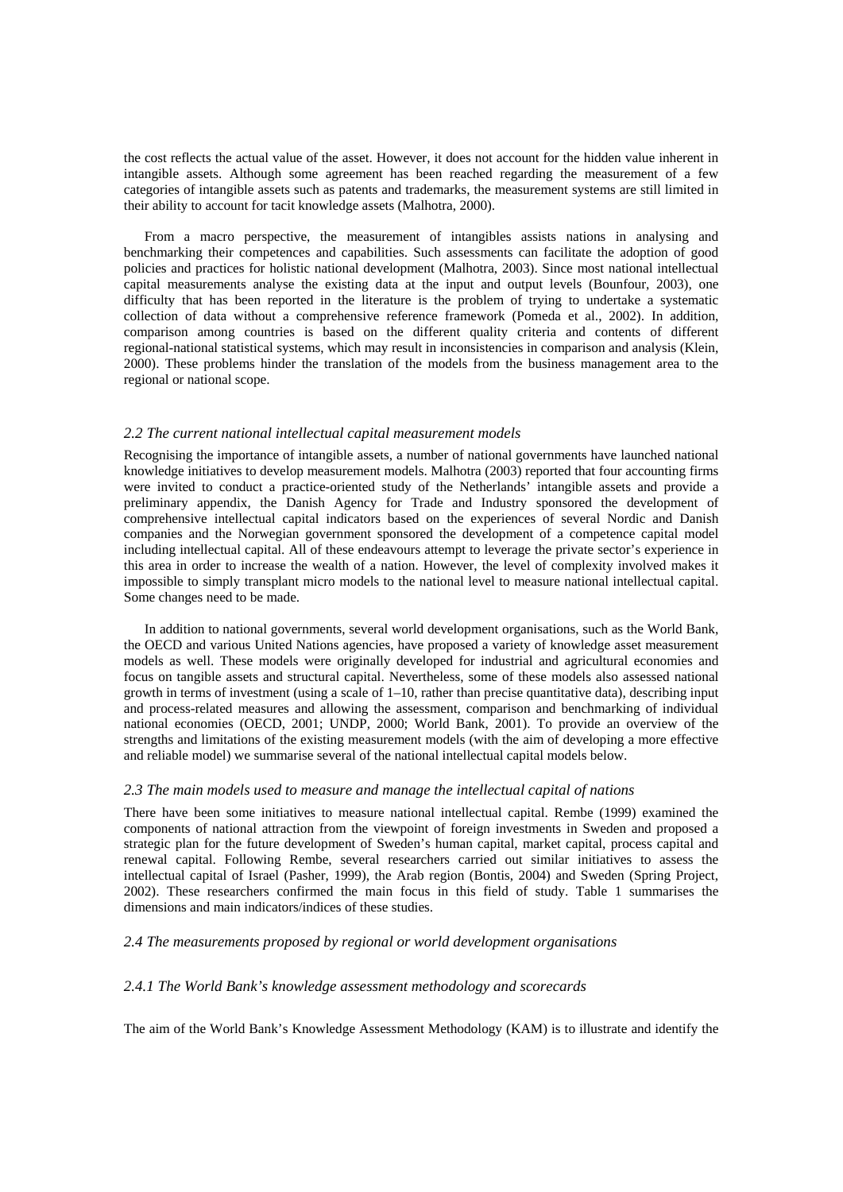the cost reflects the actual value of the asset. However, it does not account for the hidden value inherent in intangible assets. Although some agreement has been reached regarding the measurement of a few categories of intangible assets such as patents and trademarks, the measurement systems are still limited in their ability to account for tacit knowledge assets (Malhotra, 2000).

From a macro perspective, the measurement of intangibles assists nations in analysing and benchmarking their competences and capabilities. Such assessments can facilitate the adoption of good policies and practices for holistic national development (Malhotra, 2003). Since most national intellectual capital measurements analyse the existing data at the input and output levels (Bounfour, 2003), one difficulty that has been reported in the literature is the problem of trying to undertake a systematic collection of data without a comprehensive reference framework (Pomeda et al., 2002). In addition, comparison among countries is based on the different quality criteria and contents of different regional-national statistical systems, which may result in inconsistencies in comparison and analysis (Klein, 2000). These problems hinder the translation of the models from the business management area to the regional or national scope.

### *2.2 The current national intellectual capital measurement models*

Recognising the importance of intangible assets, a number of national governments have launched national knowledge initiatives to develop measurement models. Malhotra (2003) reported that four accounting firms were invited to conduct a practice-oriented study of the Netherlands' intangible assets and provide a preliminary appendix, the Danish Agency for Trade and Industry sponsored the development of comprehensive intellectual capital indicators based on the experiences of several Nordic and Danish companies and the Norwegian government sponsored the development of a competence capital model including intellectual capital. All of these endeavours attempt to leverage the private sector's experience in this area in order to increase the wealth of a nation. However, the level of complexity involved makes it impossible to simply transplant micro models to the national level to measure national intellectual capital. Some changes need to be made.

In addition to national governments, several world development organisations, such as the World Bank, the OECD and various United Nations agencies, have proposed a variety of knowledge asset measurement models as well. These models were originally developed for industrial and agricultural economies and focus on tangible assets and structural capital. Nevertheless, some of these models also assessed national growth in terms of investment (using a scale of 1–10, rather than precise quantitative data), describing input and process-related measures and allowing the assessment, comparison and benchmarking of individual national economies (OECD, 2001; UNDP, 2000; World Bank, 2001). To provide an overview of the strengths and limitations of the existing measurement models (with the aim of developing a more effective and reliable model) we summarise several of the national intellectual capital models below.

### *2.3 The main models used to measure and manage the intellectual capital of nations*

There have been some initiatives to measure national intellectual capital. Rembe (1999) examined the components of national attraction from the viewpoint of foreign investments in Sweden and proposed a strategic plan for the future development of Sweden's human capital, market capital, process capital and renewal capital. Following Rembe, several researchers carried out similar initiatives to assess the intellectual capital of Israel (Pasher, 1999), the Arab region (Bontis, 2004) and Sweden (Spring Project, 2002). These researchers confirmed the main focus in this field of study. Table 1 summarises the dimensions and main indicators/indices of these studies.

### *2.4 The measurements proposed by regional or world development organisations*

#### *2.4.1 The World Bank's knowledge assessment methodology and scorecards*

The aim of the World Bank's Knowledge Assessment Methodology (KAM) is to illustrate and identify the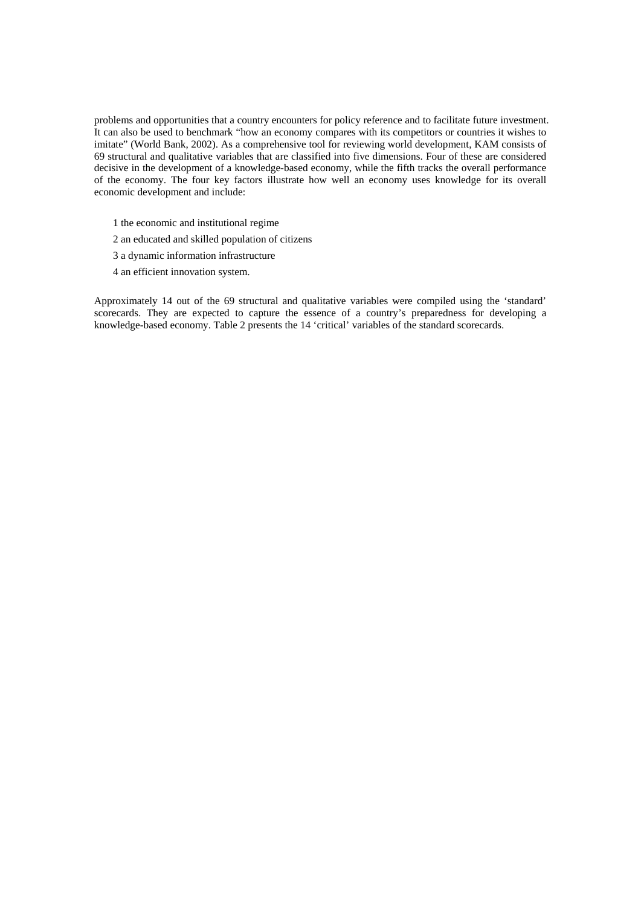problems and opportunities that a country encounters for policy reference and to facilitate future investment. It can also be used to benchmark "how an economy compares with its competitors or countries it wishes to imitate" (World Bank, 2002). As a comprehensive tool for reviewing world development, KAM consists of 69 structural and qualitative variables that are classified into five dimensions. Four of these are considered decisive in the development of a knowledge-based economy, while the fifth tracks the overall performance of the economy. The four key factors illustrate how well an economy uses knowledge for its overall economic development and include:

1 the economic and institutional regime

2 an educated and skilled population of citizens

3 a dynamic information infrastructure

4 an efficient innovation system.

Approximately 14 out of the 69 structural and qualitative variables were compiled using the 'standard' scorecards. They are expected to capture the essence of a country's preparedness for developing a knowledge-based economy. Table 2 presents the 14 'critical' variables of the standard scorecards.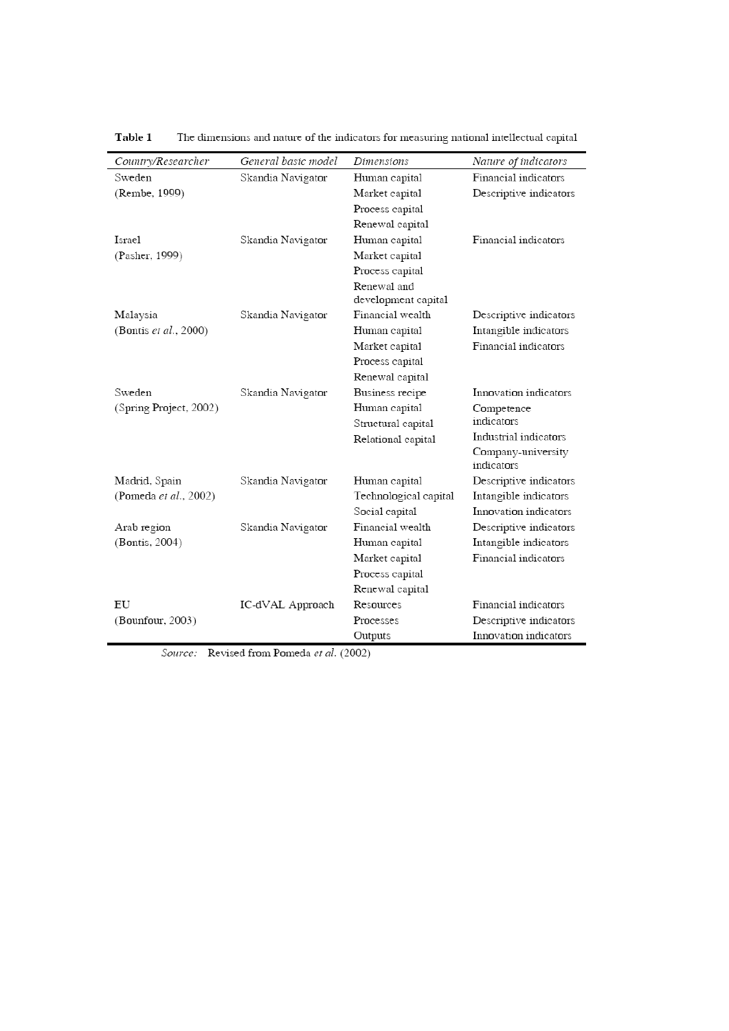**Table 1** The dimensions and nature of the indicators for measuring national intellectual capital

| *Country/Researcher* | *General basic model* | *Dimensions* | *Nature of indicators* |
|---|---|---|---|
| Sweden | Skandia Navigator | Human capital | Financial indicators |
| (Rembe, 1999) | | Market capital | Descriptive indicators |
| | | Process capital | |
| | | Renewal capital | |
| Israel | Skandia Navigator | Human capital | Financial indicators |
| (Pasher, 1999) | | Market capital | |
| | | Process capital | |
| | | Renewal and development capital | |
| Malaysia | Skandia Navigator | Financial wealth | Descriptive indicators |
| (Bontis *et al.*, 2000) | | Human capital | Intangible indicators |
| | | Market capital | Financial indicators |
| | | Process capital | |
| | | Renewal capital | |
| Sweden | Skandia Navigator | Business recipe | Innovation indicators |
| (Spring Project, 2002) | | Human capital | Competence indicators |
| | | Structural capital | |
| | | Relational capital | Industrial indicators |
| | | | Company-university indicators |
| Madrid, Spain | Skandia Navigator | Human capital | Descriptive indicators |
| (Pomeda *et al.*, 2002) | | Technological capital | Intangible indicators |
| | | Social capital | Innovation indicators |
| Arab region | Skandia Navigator | Financial wealth | Descriptive indicators |
| (Bontis, 2004) | | Human capital | Intangible indicators |
| | | Market capital | Financial indicators |
| | | Process capital | |
| | | Renewal capital | |
| EU | IC-dVAL Approach | Resources | Financial indicators |
| (Bounfour, 2003) | | Processes | Descriptive indicators |
| | | Outputs | Innovation indicators |

*Source:* Revised from Pomeda *et al.* (2002)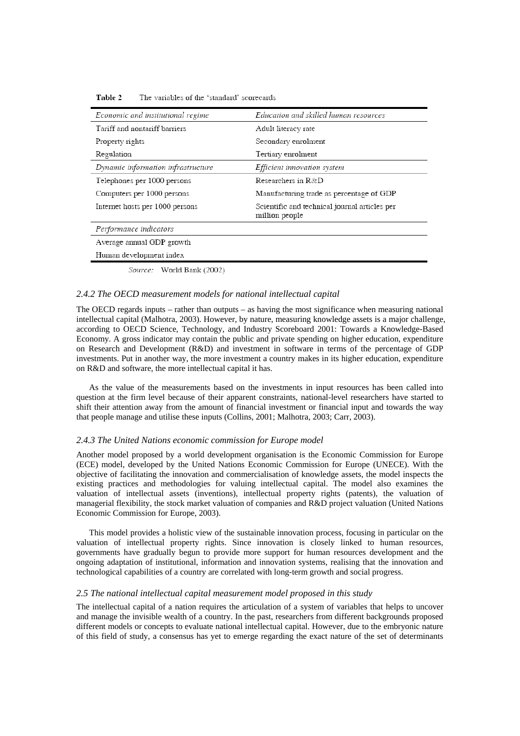**Table 2** The variables of the 'standard' scorecards

| *Economic and institutional regime* | *Education and skilled human resources* |
|---|---|
| Tariff and nontariff barriers | Adult literacy rate |
| Property rights | Secondary enrolment |
| Regulation | Tertiary enrolment |
| *Dynamic information infrastructure* | *Efficient innovation system* |
| Telephones per 1000 persons | Researchers in R&D |
| Computers per 1000 persons | Manufacturing trade as percentage of GDP |
| Internet hosts per 1000 persons | Scientific and technical journal articles per million people |
| *Performance indicators* | |
| Average annual GDP growth | |
| Human development index | |

*Source:* World Bank (2002)

### *2.4.2 The OECD measurement models for national intellectual capital*

The OECD regards inputs – rather than outputs – as having the most significance when measuring national intellectual capital (Malhotra, 2003). However, by nature, measuring knowledge assets is a major challenge, according to OECD Science, Technology, and Industry Scoreboard 2001: Towards a Knowledge-Based Economy. A gross indicator may contain the public and private spending on higher education, expenditure on Research and Development (R&D) and investment in software in terms of the percentage of GDP investments. Put in another way, the more investment a country makes in its higher education, expenditure on R&D and software, the more intellectual capital it has.

As the value of the measurements based on the investments in input resources has been called into question at the firm level because of their apparent constraints, national-level researchers have started to shift their attention away from the amount of financial investment or financial input and towards the way that people manage and utilise these inputs (Collins, 2001; Malhotra, 2003; Carr, 2003).

### *2.4.3 The United Nations economic commission for Europe model*

Another model proposed by a world development organisation is the Economic Commission for Europe (ECE) model, developed by the United Nations Economic Commission for Europe (UNECE). With the objective of facilitating the innovation and commercialisation of knowledge assets, the model inspects the existing practices and methodologies for valuing intellectual capital. The model also examines the valuation of intellectual assets (inventions), intellectual property rights (patents), the valuation of managerial flexibility, the stock market valuation of companies and R&D project valuation (United Nations Economic Commission for Europe, 2003).

This model provides a holistic view of the sustainable innovation process, focusing in particular on the valuation of intellectual property rights. Since innovation is closely linked to human resources, governments have gradually begun to provide more support for human resources development and the ongoing adaptation of institutional, information and innovation systems, realising that the innovation and technological capabilities of a country are correlated with long-term growth and social progress.

## *2.5 The national intellectual capital measurement model proposed in this study*

The intellectual capital of a nation requires the articulation of a system of variables that helps to uncover and manage the invisible wealth of a country. In the past, researchers from different backgrounds proposed different models or concepts to evaluate national intellectual capital. However, due to the embryonic nature of this field of study, a consensus has yet to emerge regarding the exact nature of the set of determinants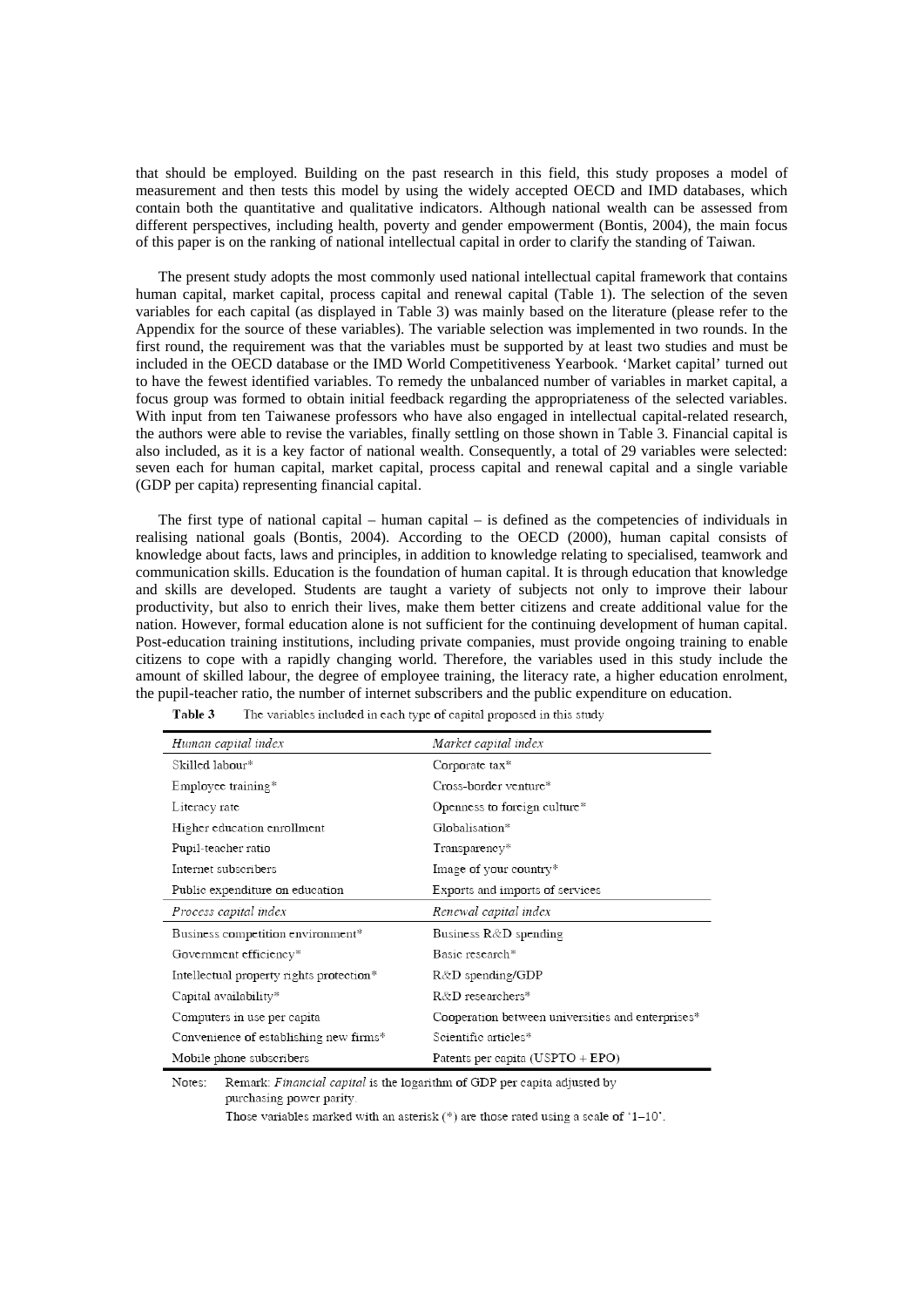that should be employed. Building on the past research in this field, this study proposes a model of measurement and then tests this model by using the widely accepted OECD and IMD databases, which contain both the quantitative and qualitative indicators. Although national wealth can be assessed from different perspectives, including health, poverty and gender empowerment (Bontis, 2004), the main focus of this paper is on the ranking of national intellectual capital in order to clarify the standing of Taiwan.

The present study adopts the most commonly used national intellectual capital framework that contains human capital, market capital, process capital and renewal capital (Table 1). The selection of the seven variables for each capital (as displayed in Table 3) was mainly based on the literature (please refer to the Appendix for the source of these variables). The variable selection was implemented in two rounds. In the first round, the requirement was that the variables must be supported by at least two studies and must be included in the OECD database or the IMD World Competitiveness Yearbook. 'Market capital' turned out to have the fewest identified variables. To remedy the unbalanced number of variables in market capital, a focus group was formed to obtain initial feedback regarding the appropriateness of the selected variables. With input from ten Taiwanese professors who have also engaged in intellectual capital-related research, the authors were able to revise the variables, finally settling on those shown in Table 3. Financial capital is also included, as it is a key factor of national wealth. Consequently, a total of 29 variables were selected: seven each for human capital, market capital, process capital and renewal capital and a single variable (GDP per capita) representing financial capital.

The first type of national capital – human capital – is defined as the competencies of individuals in realising national goals (Bontis, 2004). According to the OECD (2000), human capital consists of knowledge about facts, laws and principles, in addition to knowledge relating to specialised, teamwork and communication skills. Education is the foundation of human capital. It is through education that knowledge and skills are developed. Students are taught a variety of subjects not only to improve their labour productivity, but also to enrich their lives, make them better citizens and create additional value for the nation. However, formal education alone is not sufficient for the continuing development of human capital. Post-education training institutions, including private companies, must provide ongoing training to enable citizens to cope with a rapidly changing world. Therefore, the variables used in this study include the amount of skilled labour, the degree of employee training, the literacy rate, a higher education enrolment, the pupil-teacher ratio, the number of internet subscribers and the public expenditure on education.

**Table 3** The variables included in each type of capital proposed in this study

| *Human capital index* | *Market capital index* |
|---|---|
| Skilled labour* | Corporate tax* |
| Employee training* | Cross-border venture* |
| Literacy rate | Openness to foreign culture* |
| Higher education enrollment | Globalisation* |
| Pupil-teacher ratio | Transparency* |
| Internet subscribers | Image of your country* |
| Public expenditure on education | Exports and imports of services |
| *Process capital index* | *Renewal capital index* |
| Business competition environment* | Business R&D spending |
| Government efficiency* | Basic research* |
| Intellectual property rights protection* | R&D spending/GDP |
| Capital availability* | R&D researchers* |
| Computers in use per capita | Cooperation between universities and enterprises* |
| Convenience of establishing new firms* | Scientific articles* |
| Mobile phone subscribers | Patents per capita (USPTO + EPO) |

Notes: Remark: *Financial capital* is the logarithm of GDP per capita adjusted by purchasing power parity.

Those variables marked with an asterisk (*) are those rated using a scale of '1–10'.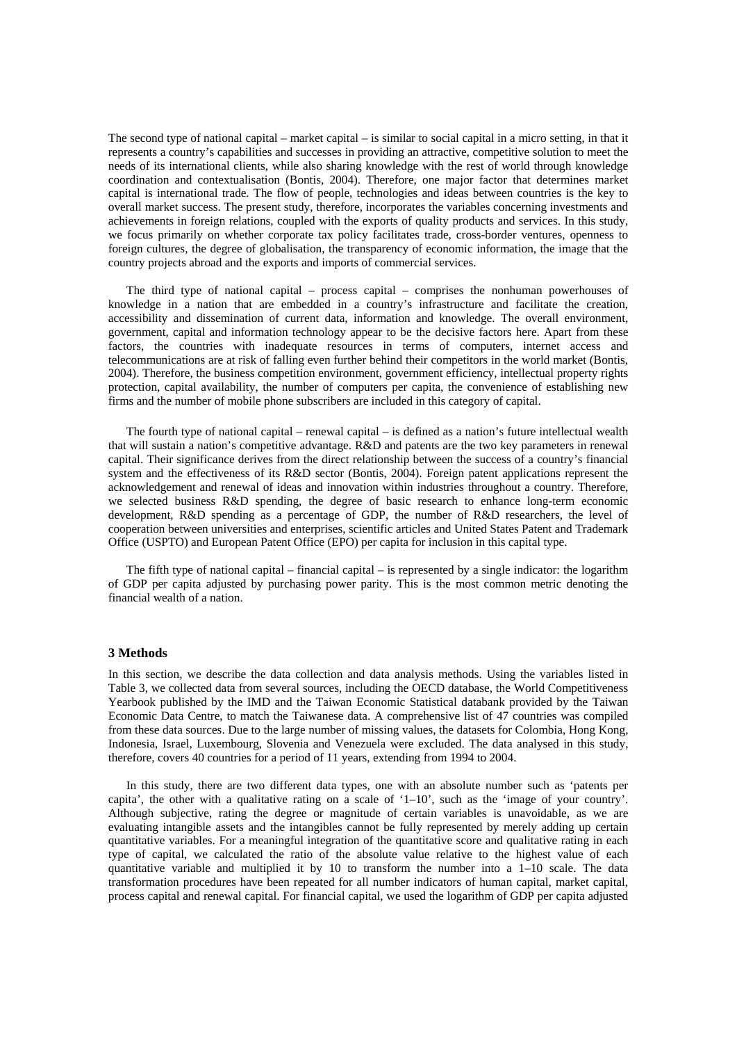The second type of national capital – market capital – is similar to social capital in a micro setting, in that it represents a country's capabilities and successes in providing an attractive, competitive solution to meet the needs of its international clients, while also sharing knowledge with the rest of world through knowledge coordination and contextualisation (Bontis, 2004). Therefore, one major factor that determines market capital is international trade. The flow of people, technologies and ideas between countries is the key to overall market success. The present study, therefore, incorporates the variables concerning investments and achievements in foreign relations, coupled with the exports of quality products and services. In this study, we focus primarily on whether corporate tax policy facilitates trade, cross-border ventures, openness to foreign cultures, the degree of globalisation, the transparency of economic information, the image that the country projects abroad and the exports and imports of commercial services.

The third type of national capital – process capital – comprises the nonhuman powerhouses of knowledge in a nation that are embedded in a country's infrastructure and facilitate the creation, accessibility and dissemination of current data, information and knowledge. The overall environment, government, capital and information technology appear to be the decisive factors here. Apart from these factors, the countries with inadequate resources in terms of computers, internet access and telecommunications are at risk of falling even further behind their competitors in the world market (Bontis, 2004). Therefore, the business competition environment, government efficiency, intellectual property rights protection, capital availability, the number of computers per capita, the convenience of establishing new firms and the number of mobile phone subscribers are included in this category of capital.

The fourth type of national capital – renewal capital – is defined as a nation's future intellectual wealth that will sustain a nation's competitive advantage. R&D and patents are the two key parameters in renewal capital. Their significance derives from the direct relationship between the success of a country's financial system and the effectiveness of its R&D sector (Bontis, 2004). Foreign patent applications represent the acknowledgement and renewal of ideas and innovation within industries throughout a country. Therefore, we selected business R&D spending, the degree of basic research to enhance long-term economic development, R&D spending as a percentage of GDP, the number of R&D researchers, the level of cooperation between universities and enterprises, scientific articles and United States Patent and Trademark Office (USPTO) and European Patent Office (EPO) per capita for inclusion in this capital type.

The fifth type of national capital – financial capital – is represented by a single indicator: the logarithm of GDP per capita adjusted by purchasing power parity. This is the most common metric denoting the financial wealth of a nation.

## 3 Methods

In this section, we describe the data collection and data analysis methods. Using the variables listed in Table 3, we collected data from several sources, including the OECD database, the World Competitiveness Yearbook published by the IMD and the Taiwan Economic Statistical databank provided by the Taiwan Economic Data Centre, to match the Taiwanese data. A comprehensive list of 47 countries was compiled from these data sources. Due to the large number of missing values, the datasets for Colombia, Hong Kong, Indonesia, Israel, Luxembourg, Slovenia and Venezuela were excluded. The data analysed in this study, therefore, covers 40 countries for a period of 11 years, extending from 1994 to 2004.

In this study, there are two different data types, one with an absolute number such as 'patents per capita', the other with a qualitative rating on a scale of '1–10', such as the 'image of your country'. Although subjective, rating the degree or magnitude of certain variables is unavoidable, as we are evaluating intangible assets and the intangibles cannot be fully represented by merely adding up certain quantitative variables. For a meaningful integration of the quantitative score and qualitative rating in each type of capital, we calculated the ratio of the absolute value relative to the highest value of each quantitative variable and multiplied it by 10 to transform the number into a 1–10 scale. The data transformation procedures have been repeated for all number indicators of human capital, market capital, process capital and renewal capital. For financial capital, we used the logarithm of GDP per capita adjusted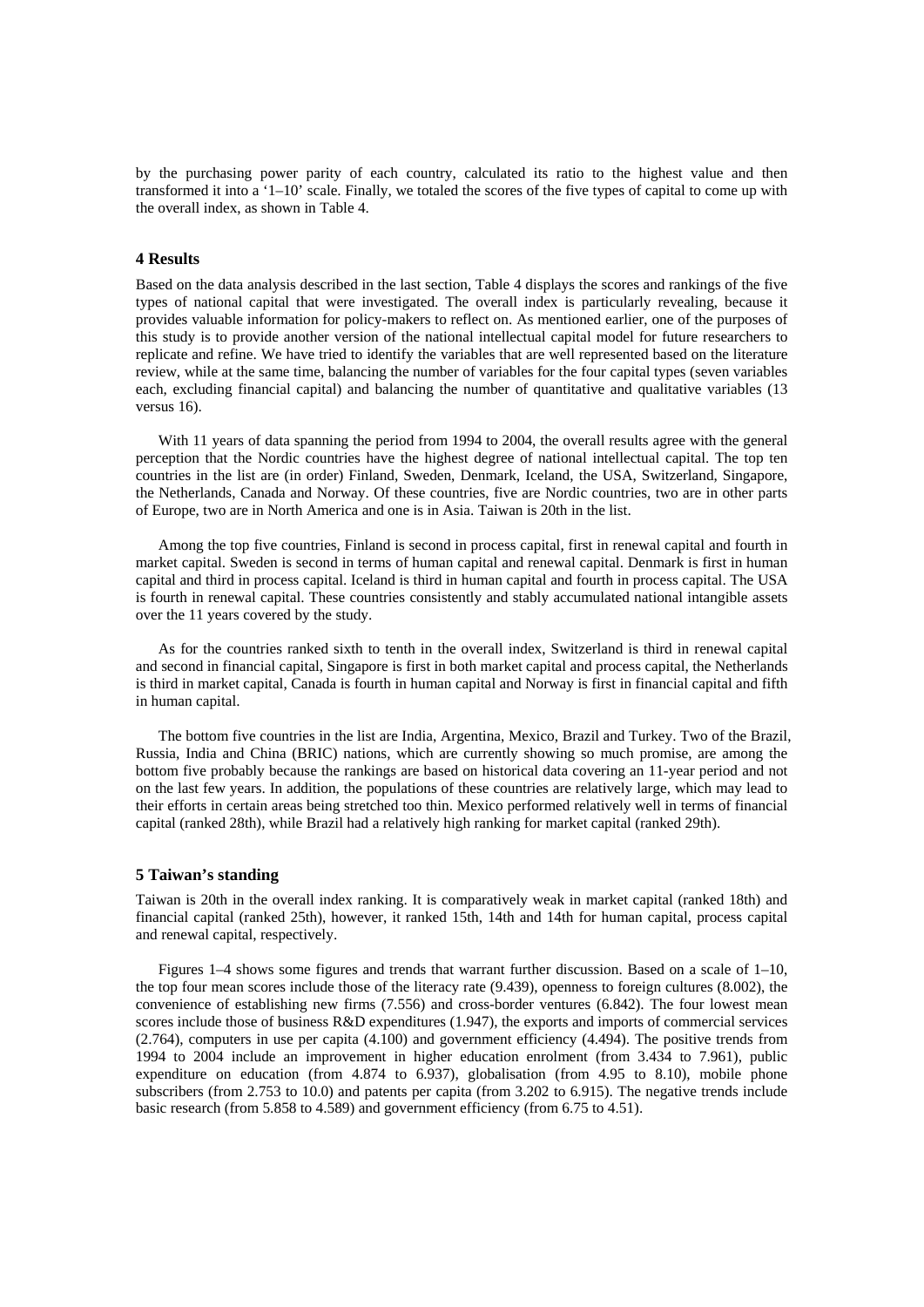by the purchasing power parity of each country, calculated its ratio to the highest value and then transformed it into a '1–10' scale. Finally, we totaled the scores of the five types of capital to come up with the overall index, as shown in Table 4.

## 4 Results

Based on the data analysis described in the last section, Table 4 displays the scores and rankings of the five types of national capital that were investigated. The overall index is particularly revealing, because it provides valuable information for policy-makers to reflect on. As mentioned earlier, one of the purposes of this study is to provide another version of the national intellectual capital model for future researchers to replicate and refine. We have tried to identify the variables that are well represented based on the literature review, while at the same time, balancing the number of variables for the four capital types (seven variables each, excluding financial capital) and balancing the number of quantitative and qualitative variables (13 versus 16).

With 11 years of data spanning the period from 1994 to 2004, the overall results agree with the general perception that the Nordic countries have the highest degree of national intellectual capital. The top ten countries in the list are (in order) Finland, Sweden, Denmark, Iceland, the USA, Switzerland, Singapore, the Netherlands, Canada and Norway. Of these countries, five are Nordic countries, two are in other parts of Europe, two are in North America and one is in Asia. Taiwan is 20th in the list.

Among the top five countries, Finland is second in process capital, first in renewal capital and fourth in market capital. Sweden is second in terms of human capital and renewal capital. Denmark is first in human capital and third in process capital. Iceland is third in human capital and fourth in process capital. The USA is fourth in renewal capital. These countries consistently and stably accumulated national intangible assets over the 11 years covered by the study.

As for the countries ranked sixth to tenth in the overall index, Switzerland is third in renewal capital and second in financial capital, Singapore is first in both market capital and process capital, the Netherlands is third in market capital, Canada is fourth in human capital and Norway is first in financial capital and fifth in human capital.

The bottom five countries in the list are India, Argentina, Mexico, Brazil and Turkey. Two of the Brazil, Russia, India and China (BRIC) nations, which are currently showing so much promise, are among the bottom five probably because the rankings are based on historical data covering an 11-year period and not on the last few years. In addition, the populations of these countries are relatively large, which may lead to their efforts in certain areas being stretched too thin. Mexico performed relatively well in terms of financial capital (ranked 28th), while Brazil had a relatively high ranking for market capital (ranked 29th).

## 5 Taiwan's standing

Taiwan is 20th in the overall index ranking. It is comparatively weak in market capital (ranked 18th) and financial capital (ranked 25th), however, it ranked 15th, 14th and 14th for human capital, process capital and renewal capital, respectively.

Figures 1–4 shows some figures and trends that warrant further discussion. Based on a scale of 1–10, the top four mean scores include those of the literacy rate (9.439), openness to foreign cultures (8.002), the convenience of establishing new firms (7.556) and cross-border ventures (6.842). The four lowest mean scores include those of business R&D expenditures (1.947), the exports and imports of commercial services (2.764), computers in use per capita (4.100) and government efficiency (4.494). The positive trends from 1994 to 2004 include an improvement in higher education enrolment (from 3.434 to 7.961), public expenditure on education (from 4.874 to 6.937), globalisation (from 4.95 to 8.10), mobile phone subscribers (from 2.753 to 10.0) and patents per capita (from 3.202 to 6.915). The negative trends include basic research (from 5.858 to 4.589) and government efficiency (from 6.75 to 4.51).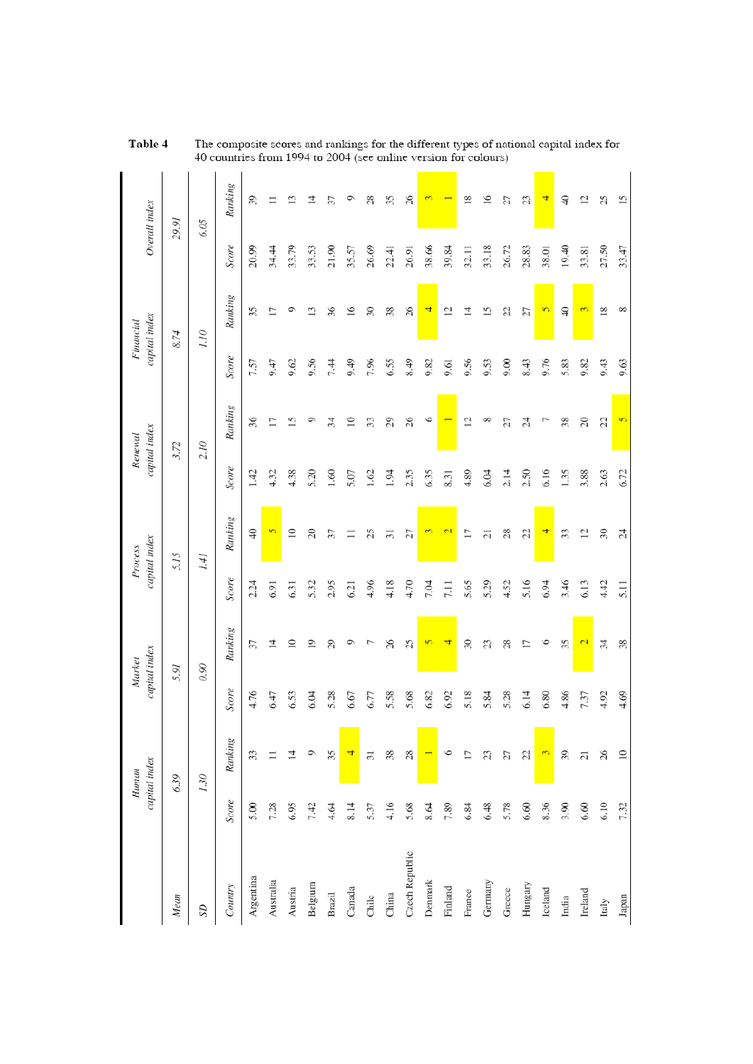**Table 4** The composite scores and rankings for the different types of national capital index for 40 countries from 1994 to 2004 (see online version for colours)

| | *Human capital index* | | *Market capital index* | | *Process capital index* | | *Renewal capital index* | | *Financial capital index* | | *Overall index* | |
|---|---|---|---|---|---|---|---|---|---|---|---|---|
| *Mean* | *6.39* | | *5.91* | | *5.15* | | *3.72* | | *8.74* | | *29.91* | |
| *SD* | *1.30* | | *0.90* | | *1.41* | | *2.10* | | *1.10* | | *6.05* | |
| *Country* | *Score* | *Ranking* | *Score* | *Ranking* | *Score* | *Ranking* | *Score* | *Ranking* | *Score* | *Ranking* | *Score* | *Ranking* |
| Argentina | 5.00 | 33 | 4.76 | 37 | 2.24 | 40 | 1.42 | 36 | 7.57 | 35 | 20.99 | 39 |
| Australia | 7.28 | 11 | 6.47 | 14 | 6.91 | 5 | 4.32 | 17 | 9.47 | 17 | 34.44 | 11 |
| Austria | 6.95 | 14 | 6.53 | 10 | 6.31 | 10 | 4.38 | 15 | 9.62 | 9 | 33.79 | 13 |
| Belgium | 7.42 | 9 | 6.04 | 19 | 5.32 | 20 | 5.20 | 9 | 9.56 | 13 | 33.53 | 14 |
| Brazil | 4.64 | 35 | 5.28 | 29 | 2.95 | 37 | 1.60 | 34 | 7.44 | 36 | 21.90 | 37 |
| Canada | 8.14 | 4 | 6.67 | 9 | 6.21 | 11 | 5.07 | 10 | 9.49 | 16 | 35.57 | 9 |
| Chile | 5.37 | 31 | 6.77 | 7 | 4.96 | 25 | 1.62 | 33 | 7.96 | 30 | 26.69 | 28 |
| China | 4.16 | 38 | 5.58 | 26 | 4.18 | 31 | 1.94 | 29 | 6.55 | 38 | 22.41 | 35 |
| Czech Republic | 5.68 | 28 | 5.68 | 25 | 4.70 | 27 | 2.35 | 26 | 8.49 | 26 | 26.91 | 26 |
| Denmark | 8.64 | 1 | 6.82 | 5 | 7.04 | 3 | 6.35 | 6 | 9.82 | 4 | 38.66 | 3 |
| Finland | 7.89 | 6 | 6.92 | 4 | 7.11 | 2 | 8.31 | 1 | 9.61 | 12 | 39.84 | 1 |
| France | 6.84 | 17 | 5.18 | 30 | 5.65 | 17 | 4.89 | 12 | 9.56 | 14 | 32.11 | 18 |
| Germany | 6.48 | 23 | 5.84 | 23 | 5.29 | 21 | 6.04 | 8 | 9.53 | 15 | 33.18 | 16 |
| Greece | 5.78 | 27 | 5.28 | 28 | 4.52 | 28 | 2.14 | 27 | 9.00 | 22 | 26.72 | 27 |
| Hungary | 6.60 | 22 | 6.14 | 17 | 5.16 | 22 | 2.50 | 24 | 8.43 | 27 | 28.83 | 23 |
| Iceland | 8.36 | 3 | 6.80 | 6 | 6.94 | 4 | 6.16 | 7 | 9.76 | 5 | 38.01 | 4 |
| India | 3.90 | 39 | 4.86 | 35 | 3.46 | 33 | 1.35 | 38 | 5.83 | 40 | 19.40 | 40 |
| Ireland | 6.60 | 21 | 7.37 | 2 | 6.13 | 12 | 3.88 | 20 | 9.82 | 3 | 33.81 | 12 |
| Italy | 6.10 | 26 | 4.92 | 34 | 4.42 | 30 | 2.63 | 22 | 9.43 | 18 | 27.50 | 25 |
| Japan | 7.32 | 10 | 4.69 | 38 | 5.11 | 24 | 6.72 | 5 | 9.63 | 8 | 33.47 | 15 |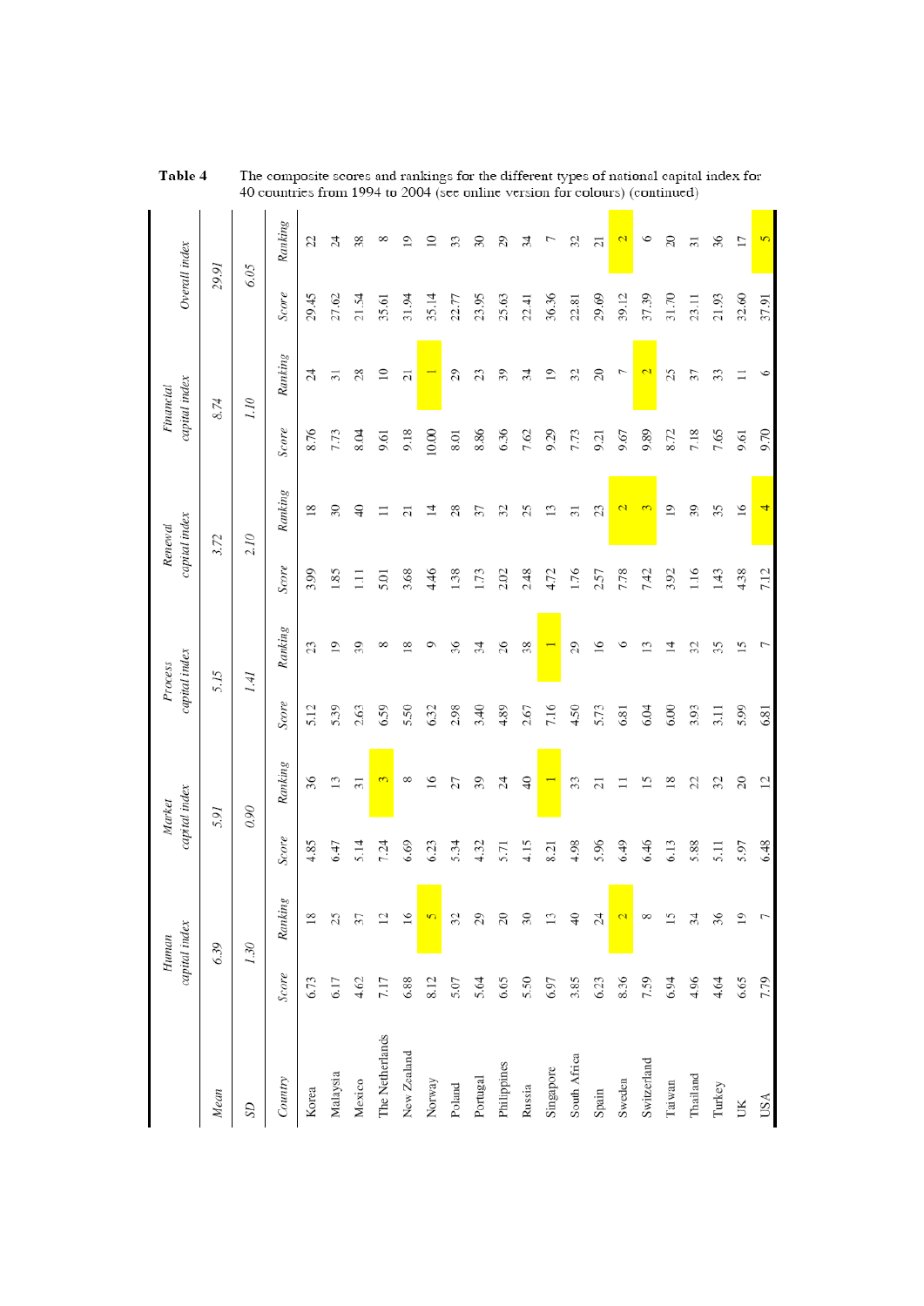**Table 4** The composite scores and rankings for the different types of national capital index for 40 countries from 1994 to 2004 (see online version for colours) (continued)

| | Human capital index | | Market capital index | | Process capital index | | Renewal capital index | | Financial capital index | | Overall index | |
|---|---|---|---|---|---|---|---|---|---|---|---|---|
| *Mean* | *6.39* | | *5.91* | | *5.15* | | *3.72* | | *8.74* | | *29.91* | |
| *SD* | *1.30* | | *0.90* | | *1.41* | | *2.10* | | *1.10* | | *6.05* | |
| *Country* | *Score* | *Ranking* | *Score* | *Ranking* | *Score* | *Ranking* | *Score* | *Ranking* | *Score* | *Ranking* | *Score* | *Ranking* |
| Korea | 6.73 | 18 | 4.85 | 36 | 5.12 | 23 | 3.99 | 18 | 8.76 | 24 | 29.45 | 22 |
| Malaysia | 6.17 | 25 | 6.47 | 13 | 5.39 | 19 | 1.85 | 30 | 7.73 | 31 | 27.62 | 24 |
| Mexico | 4.62 | 37 | 5.14 | 31 | 2.63 | 39 | 1.11 | 40 | 8.04 | 28 | 21.54 | 38 |
| The Netherlands | 7.17 | 12 | 7.24 | 3 | 6.59 | 8 | 5.01 | 11 | 9.61 | 10 | 35.61 | 8 |
| New Zealand | 6.88 | 16 | 6.69 | 8 | 5.50 | 18 | 3.68 | 21 | 9.18 | 21 | 31.94 | 19 |
| Norway | 8.12 | 5 | 6.23 | 16 | 6.32 | 9 | 4.46 | 14 | 10.00 | 1 | 35.14 | 10 |
| Poland | 5.07 | 32 | 5.34 | 27 | 2.98 | 36 | 1.38 | 28 | 8.01 | 29 | 22.77 | 33 |
| Portugal | 5.64 | 29 | 4.32 | 39 | 3.40 | 34 | 1.73 | 37 | 8.86 | 23 | 23.95 | 30 |
| Philippines | 6.65 | 20 | 5.71 | 24 | 4.89 | 26 | 2.02 | 32 | 6.36 | 39 | 25.63 | 29 |
| Russia | 5.50 | 30 | 4.15 | 40 | 2.67 | 38 | 2.48 | 25 | 7.62 | 34 | 22.41 | 34 |
| Singapore | 6.97 | 13 | 8.21 | 1 | 7.16 | 1 | 4.72 | 13 | 9.29 | 19 | 36.36 | 7 |
| South Africa | 3.85 | 40 | 4.98 | 33 | 4.50 | 29 | 1.76 | 31 | 7.73 | 32 | 22.81 | 32 |
| Spain | 6.23 | 24 | 5.96 | 21 | 5.73 | 16 | 2.57 | 23 | 9.21 | 20 | 29.69 | 21 |
| Sweden | 8.36 | 2 | 6.49 | 11 | 6.81 | 6 | 7.78 | 2 | 9.67 | 7 | 39.12 | 2 |
| Switzerland | 7.59 | 8 | 6.46 | 15 | 6.04 | 13 | 7.42 | 3 | 9.89 | 2 | 37.39 | 6 |
| Taiwan | 6.94 | 15 | 6.13 | 18 | 6.00 | 14 | 3.92 | 19 | 8.72 | 25 | 31.70 | 20 |
| Thailand | 4.96 | 34 | 5.88 | 22 | 3.93 | 32 | 1.16 | 39 | 7.18 | 37 | 23.11 | 31 |
| Turkey | 4.64 | 36 | 5.11 | 32 | 3.11 | 35 | 1.43 | 35 | 7.65 | 33 | 21.93 | 36 |
| UK | 6.65 | 19 | 5.97 | 20 | 5.99 | 15 | 4.38 | 16 | 9.61 | 11 | 32.60 | 17 |
| USA | 7.79 | 7 | 6.48 | 12 | 6.81 | 7 | 7.12 | 4 | 9.70 | 6 | 37.91 | 5 |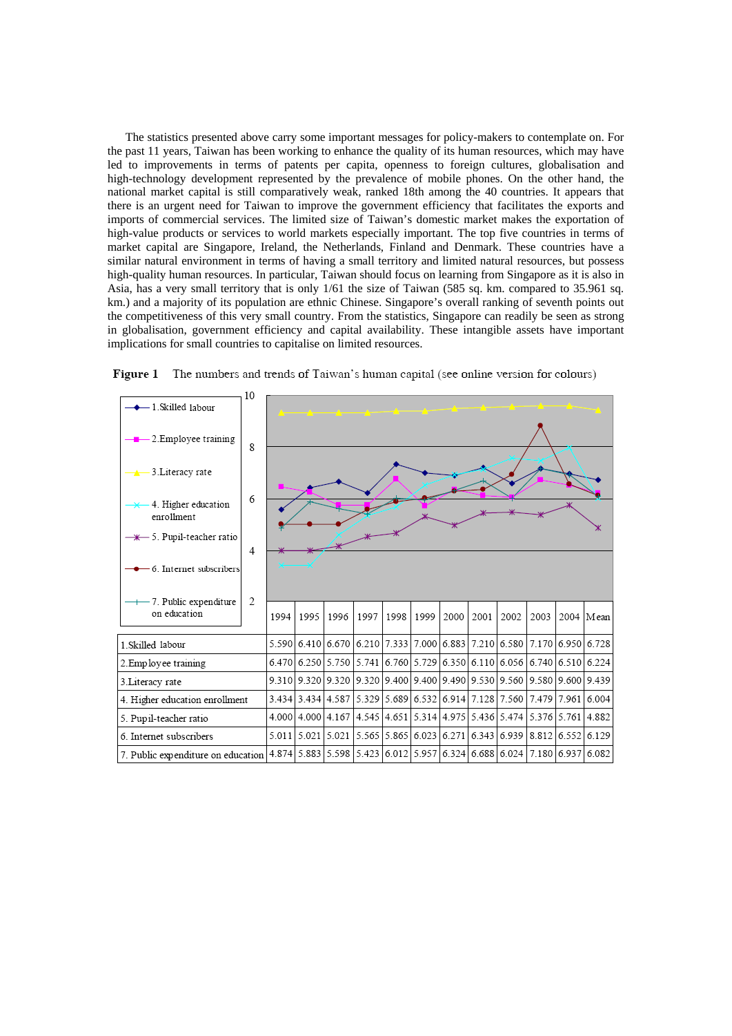The statistics presented above carry some important messages for policy-makers to contemplate on. For the past 11 years, Taiwan has been working to enhance the quality of its human resources, which may have led to improvements in terms of patents per capita, openness to foreign cultures, globalisation and high-technology development represented by the prevalence of mobile phones. On the other hand, the national market capital is still comparatively weak, ranked 18th among the 40 countries. It appears that there is an urgent need for Taiwan to improve the government efficiency that facilitates the exports and imports of commercial services. The limited size of Taiwan's domestic market makes the exportation of high-value products or services to world markets especially important. The top five countries in terms of market capital are Singapore, Ireland, the Netherlands, Finland and Denmark. These countries have a similar natural environment in terms of having a small territory and limited natural resources, but possess high-quality human resources. In particular, Taiwan should focus on learning from Singapore as it is also in Asia, has a very small territory that is only 1/61 the size of Taiwan (585 sq. km. compared to 35.961 sq. km.) and a majority of its population are ethnic Chinese. Singapore's overall ranking of seventh points out the competitiveness of this very small country. From the statistics, Singapore can readily be seen as strong in globalisation, government efficiency and capital availability. These intangible assets have important implications for small countries to capitalise on limited resources.

**Figure 1** The numbers and trends of Taiwan's human capital (see online version for colours)

| | 1994 | 1995 | 1996 | 1997 | 1998 | 1999 | 2000 | 2001 | 2002 | 2003 | 2004 | Mean |
|---|---|---|---|---|---|---|---|---|---|---|---|---|
| 1.Skilled labour | 5.590 | 6.410 | 6.670 | 6.210 | 7.333 | 7.000 | 6.883 | 7.210 | 6.580 | 7.170 | 6.950 | 6.728 |
| 2.Employee training | 6.470 | 6.250 | 5.750 | 5.741 | 6.760 | 5.729 | 6.350 | 6.110 | 6.056 | 6.740 | 6.510 | 6.224 |
| 3.Literacy rate | 9.310 | 9.320 | 9.320 | 9.320 | 9.400 | 9.400 | 9.490 | 9.530 | 9.560 | 9.580 | 9.600 | 9.439 |
| 4. Higher education enrollment | 3.434 | 3.434 | 4.587 | 5.329 | 5.689 | 6.532 | 6.914 | 7.128 | 7.560 | 7.479 | 7.961 | 6.004 |
| 5. Pupil-teacher ratio | 4.000 | 4.000 | 4.167 | 4.545 | 4.651 | 5.314 | 4.975 | 5.436 | 5.474 | 5.376 | 5.761 | 4.882 |
| 6. Internet subscribers | 5.011 | 5.021 | 5.021 | 5.565 | 5.865 | 6.023 | 6.271 | 6.343 | 6.939 | 8.812 | 6.552 | 6.129 |
| 7. Public expenditure on education | 4.874 | 5.883 | 5.598 | 5.423 | 6.012 | 5.957 | 6.324 | 6.688 | 6.024 | 7.180 | 6.937 | 6.082 |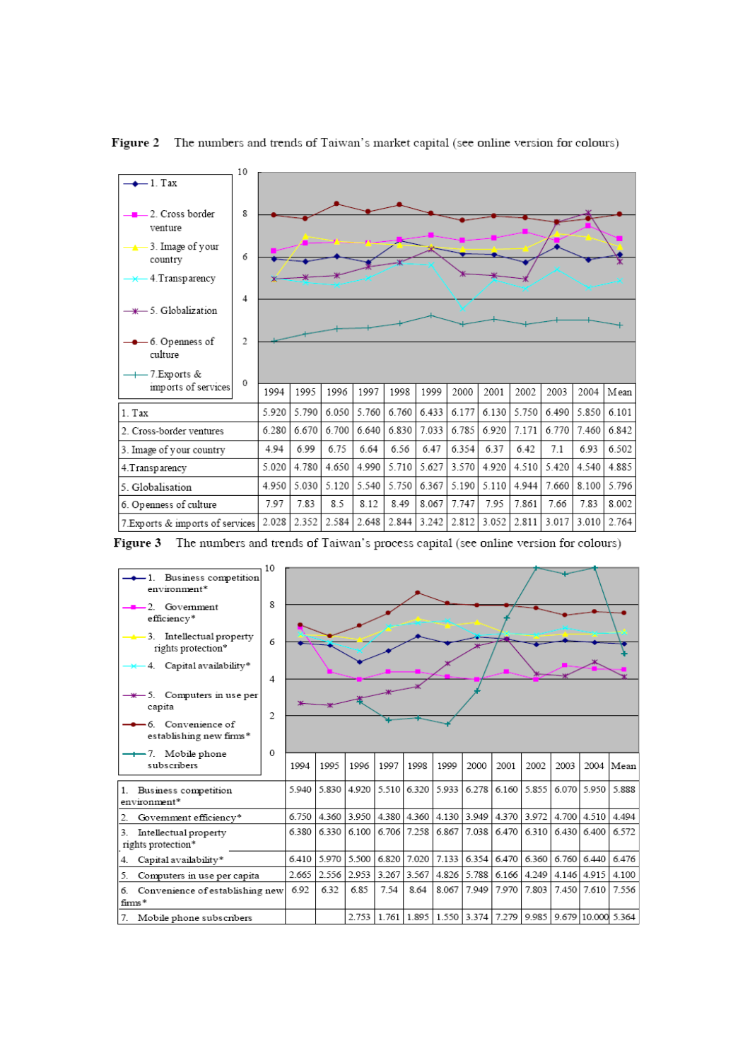**Figure 2** The numbers and trends of Taiwan's market capital (see online version for colours)

| | 1994 | 1995 | 1996 | 1997 | 1998 | 1999 | 2000 | 2001 | 2002 | 2003 | 2004 | Mean |
|---|---|---|---|---|---|---|---|---|---|---|---|---|
| 1. Tax | 5.920 | 5.790 | 6.050 | 5.760 | 6.760 | 6.433 | 6.177 | 6.130 | 5.750 | 6.490 | 5.850 | 6.101 |
| 2. Cross-border ventures | 6.280 | 6.670 | 6.700 | 6.640 | 6.830 | 7.033 | 6.785 | 6.920 | 7.171 | 6.770 | 7.460 | 6.842 |
| 3. Image of your country | 4.94 | 6.99 | 6.75 | 6.64 | 6.56 | 6.47 | 6.354 | 6.37 | 6.42 | 7.1 | 6.93 | 6.502 |
| 4.Transparency | 5.020 | 4.780 | 4.650 | 4.990 | 5.710 | 5.627 | 3.570 | 4.920 | 4.510 | 5.420 | 4.540 | 4.885 |
| 5. Globalisation | 4.950 | 5.030 | 5.120 | 5.540 | 5.750 | 6.367 | 5.190 | 5.110 | 4.944 | 7.660 | 8.100 | 5.796 |
| 6. Openness of culture | 7.97 | 7.83 | 8.5 | 8.12 | 8.49 | 8.067 | 7.747 | 7.95 | 7.861 | 7.66 | 7.83 | 8.002 |
| 7.Exports & imports of services | 2.028 | 2.352 | 2.584 | 2.648 | 2.844 | 3.242 | 2.812 | 3.052 | 2.811 | 3.017 | 3.010 | 2.764 |

**Figure 3** The numbers and trends of Taiwan's process capital (see online version for colours)

| | 1994 | 1995 | 1996 | 1997 | 1998 | 1999 | 2000 | 2001 | 2002 | 2003 | 2004 | Mean |
|---|---|---|---|---|---|---|---|---|---|---|---|---|
| 1. Business competition environment* | 5.940 | 5.830 | 4.920 | 5.510 | 6.320 | 5.933 | 6.278 | 6.160 | 5.855 | 6.070 | 5.950 | 5.888 |
| 2. Government efficiency* | 6.750 | 4.360 | 3.950 | 4.380 | 4.360 | 4.130 | 3.949 | 4.370 | 3.972 | 4.700 | 4.510 | 4.494 |
| 3. Intellectual property rights protection* | 6.380 | 6.330 | 6.100 | 6.706 | 7.258 | 6.867 | 7.038 | 6.470 | 6.310 | 6.430 | 6.400 | 6.572 |
| 4. Capital availability* | 6.410 | 5.970 | 5.500 | 6.820 | 7.020 | 7.133 | 6.354 | 6.470 | 6.360 | 6.760 | 6.440 | 6.476 |
| 5. Computers in use per capita | 2.665 | 2.556 | 2.953 | 3.267 | 3.567 | 4.826 | 5.788 | 6.166 | 4.249 | 4.146 | 4.915 | 4.100 |
| 6. Convenience of establishing new firms* | 6.92 | 6.32 | 6.85 | 7.54 | 8.64 | 8.067 | 7.949 | 7.970 | 7.803 | 7.450 | 7.610 | 7.556 |
| 7. Mobile phone subscribers | | | 2.753 | 1.761 | 1.895 | 1.550 | 3.374 | 7.279 | 9.985 | 9.679 | 10.000 | 5.364 |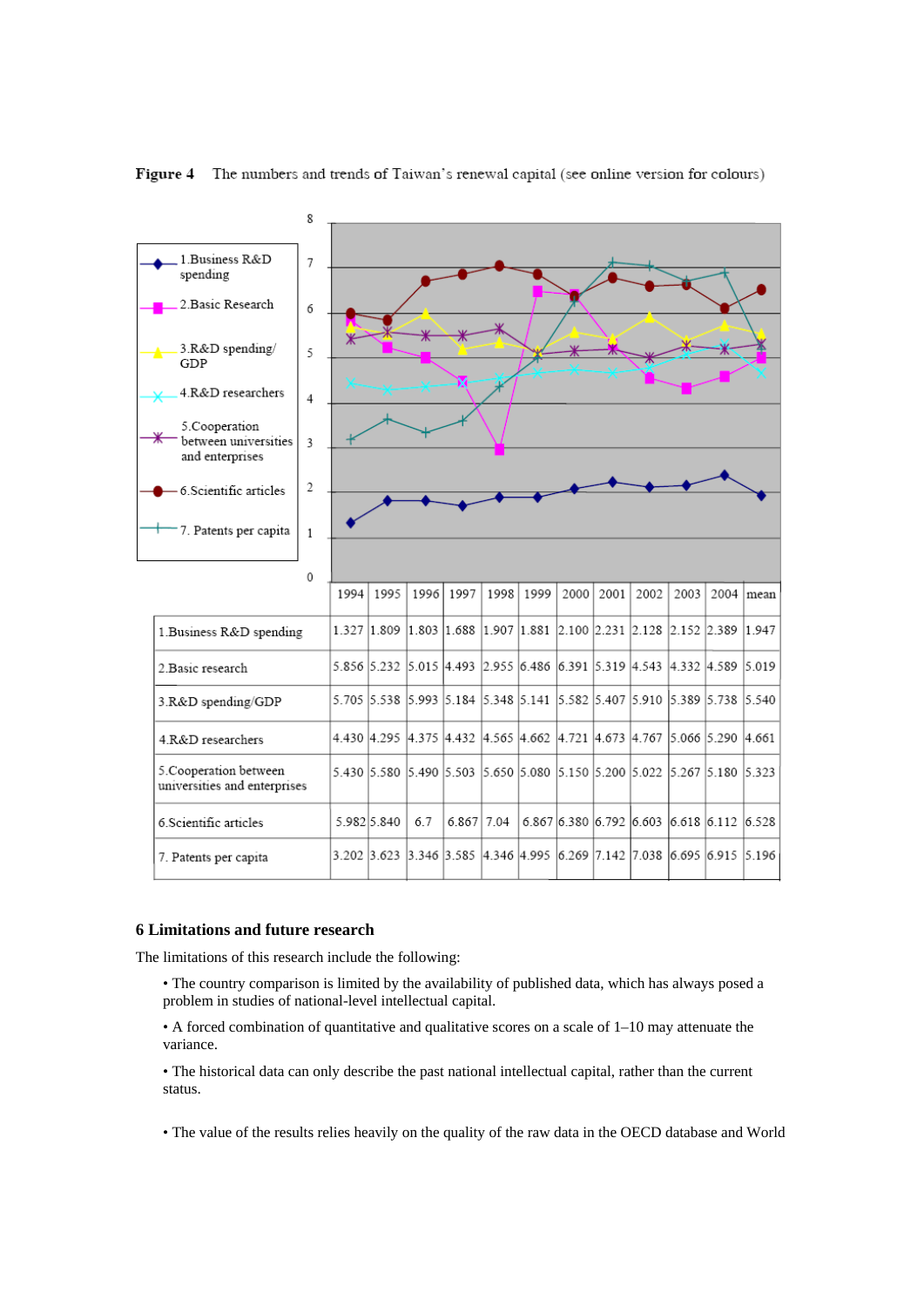**Figure 4** The numbers and trends of Taiwan's renewal capital (see online version for colours)

| | 1994 | 1995 | 1996 | 1997 | 1998 | 1999 | 2000 | 2001 | 2002 | 2003 | 2004 | mean |
|---|---|---|---|---|---|---|---|---|---|---|---|---|
| 1.Business R&D spending | 1.327 | 1.809 | 1.803 | 1.688 | 1.907 | 1.881 | 2.100 | 2.231 | 2.128 | 2.152 | 2.389 | 1.947 |
| 2.Basic research | 5.856 | 5.232 | 5.015 | 4.493 | 2.955 | 6.486 | 6.391 | 5.319 | 4.543 | 4.332 | 4.589 | 5.019 |
| 3.R&D spending/GDP | 5.705 | 5.538 | 5.993 | 5.184 | 5.348 | 5.141 | 5.582 | 5.407 | 5.910 | 5.389 | 5.738 | 5.540 |
| 4.R&D researchers | 4.430 | 4.295 | 4.375 | 4.432 | 4.565 | 4.662 | 4.721 | 4.673 | 4.767 | 5.066 | 5.290 | 4.661 |
| 5.Cooperation between universities and enterprises | 5.430 | 5.580 | 5.490 | 5.503 | 5.650 | 5.080 | 5.150 | 5.200 | 5.022 | 5.267 | 5.180 | 5.323 |
| 6.Scientific articles | 5.982 | 5.840 | 6.7 | 6.867 | 7.04 | 6.867 | 6.380 | 6.792 | 6.603 | 6.618 | 6.112 | 6.528 |
| 7. Patents per capita | 3.202 | 3.623 | 3.346 | 3.585 | 4.346 | 4.995 | 6.269 | 7.142 | 7.038 | 6.695 | 6.915 | 5.196 |

## 6 Limitations and future research

The limitations of this research include the following:

- The country comparison is limited by the availability of published data, which has always posed a problem in studies of national-level intellectual capital.
- A forced combination of quantitative and qualitative scores on a scale of 1–10 may attenuate the variance.
- The historical data can only describe the past national intellectual capital, rather than the current status.
- The value of the results relies heavily on the quality of the raw data in the OECD database and World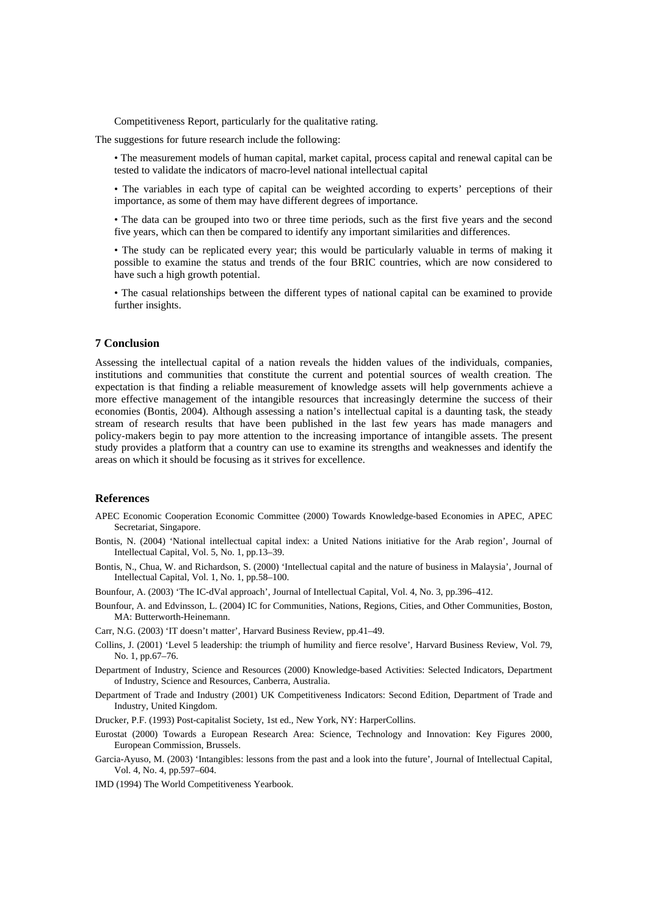Competitiveness Report, particularly for the qualitative rating.

The suggestions for future research include the following:

- The measurement models of human capital, market capital, process capital and renewal capital can be tested to validate the indicators of macro-level national intellectual capital
- The variables in each type of capital can be weighted according to experts' perceptions of their importance, as some of them may have different degrees of importance.
- The data can be grouped into two or three time periods, such as the first five years and the second five years, which can then be compared to identify any important similarities and differences.
- The study can be replicated every year; this would be particularly valuable in terms of making it possible to examine the status and trends of the four BRIC countries, which are now considered to have such a high growth potential.
- The casual relationships between the different types of national capital can be examined to provide further insights.

## 7 Conclusion

Assessing the intellectual capital of a nation reveals the hidden values of the individuals, companies, institutions and communities that constitute the current and potential sources of wealth creation. The expectation is that finding a reliable measurement of knowledge assets will help governments achieve a more effective management of the intangible resources that increasingly determine the success of their economies (Bontis, 2004). Although assessing a nation's intellectual capital is a daunting task, the steady stream of research results that have been published in the last few years has made managers and policy-makers begin to pay more attention to the increasing importance of intangible assets. The present study provides a platform that a country can use to examine its strengths and weaknesses and identify the areas on which it should be focusing as it strives for excellence.

## References

APEC Economic Cooperation Economic Committee (2000) Towards Knowledge-based Economies in APEC, APEC Secretariat, Singapore.

Bontis, N. (2004) 'National intellectual capital index: a United Nations initiative for the Arab region', Journal of Intellectual Capital, Vol. 5, No. 1, pp.13–39.

Bontis, N., Chua, W. and Richardson, S. (2000) 'Intellectual capital and the nature of business in Malaysia', Journal of Intellectual Capital, Vol. 1, No. 1, pp.58–100.

Bounfour, A. (2003) 'The IC-dVal approach', Journal of Intellectual Capital, Vol. 4, No. 3, pp.396–412.

Bounfour, A. and Edvinsson, L. (2004) IC for Communities, Nations, Regions, Cities, and Other Communities, Boston, MA: Butterworth-Heinemann.

Carr, N.G. (2003) 'IT doesn't matter', Harvard Business Review, pp.41–49.

Collins, J. (2001) 'Level 5 leadership: the triumph of humility and fierce resolve', Harvard Business Review, Vol. 79, No. 1, pp.67–76.

Department of Industry, Science and Resources (2000) Knowledge-based Activities: Selected Indicators, Department of Industry, Science and Resources, Canberra, Australia.

Department of Trade and Industry (2001) UK Competitiveness Indicators: Second Edition, Department of Trade and Industry, United Kingdom.

Drucker, P.F. (1993) Post-capitalist Society, 1st ed., New York, NY: HarperCollins.

Eurostat (2000) Towards a European Research Area: Science, Technology and Innovation: Key Figures 2000, European Commission, Brussels.

Garcia-Ayuso, M. (2003) 'Intangibles: lessons from the past and a look into the future', Journal of Intellectual Capital, Vol. 4, No. 4, pp.597–604.

IMD (1994) The World Competitiveness Yearbook.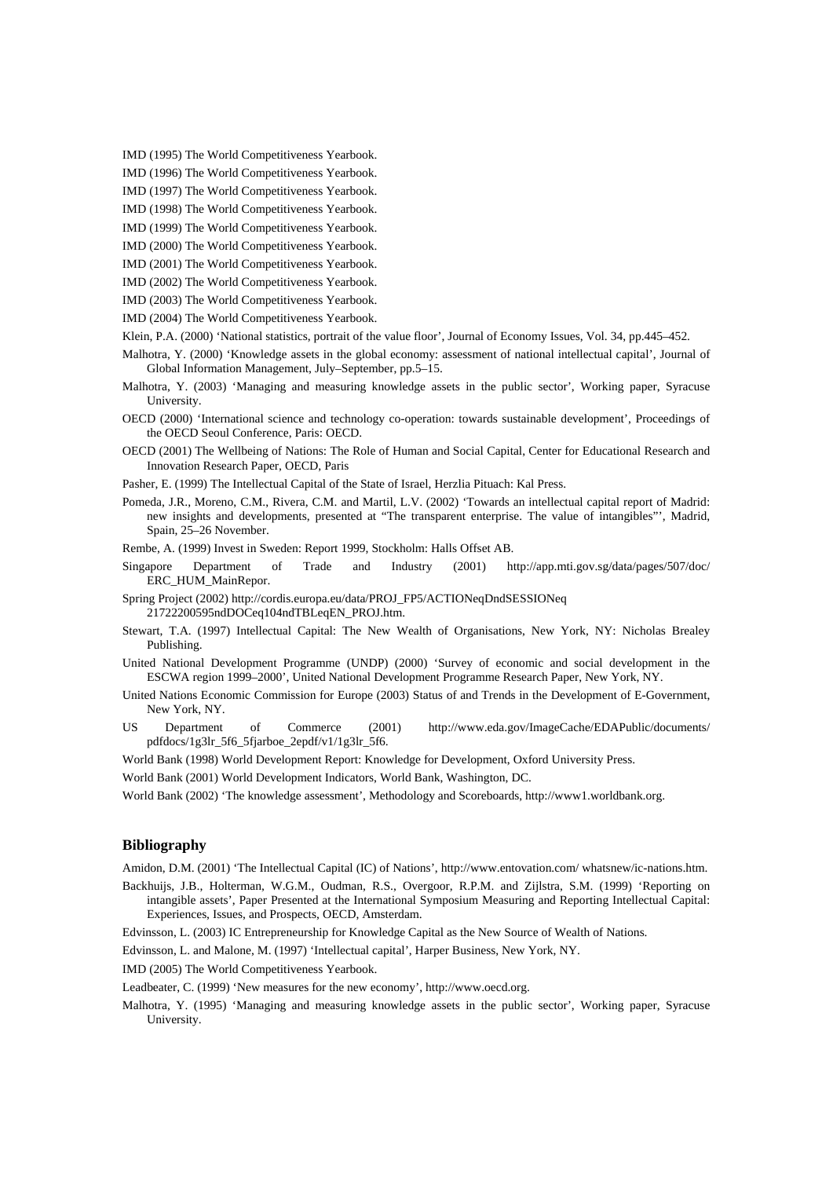IMD (1995) The World Competitiveness Yearbook.

IMD (1996) The World Competitiveness Yearbook.

IMD (1997) The World Competitiveness Yearbook.

IMD (1998) The World Competitiveness Yearbook.

IMD (1999) The World Competitiveness Yearbook.

IMD (2000) The World Competitiveness Yearbook.

IMD (2001) The World Competitiveness Yearbook.

IMD (2002) The World Competitiveness Yearbook.

IMD (2003) The World Competitiveness Yearbook.

IMD (2004) The World Competitiveness Yearbook.

Klein, P.A. (2000) 'National statistics, portrait of the value floor', Journal of Economy Issues, Vol. 34, pp.445–452.

Malhotra, Y. (2000) 'Knowledge assets in the global economy: assessment of national intellectual capital', Journal of Global Information Management, July–September, pp.5–15.

Malhotra, Y. (2003) 'Managing and measuring knowledge assets in the public sector', Working paper, Syracuse University.

OECD (2000) 'International science and technology co-operation: towards sustainable development', Proceedings of the OECD Seoul Conference, Paris: OECD.

OECD (2001) The Wellbeing of Nations: The Role of Human and Social Capital, Center for Educational Research and Innovation Research Paper, OECD, Paris

Pasher, E. (1999) The Intellectual Capital of the State of Israel, Herzlia Pituach: Kal Press.

Pomeda, J.R., Moreno, C.M., Rivera, C.M. and Martil, L.V. (2002) 'Towards an intellectual capital report of Madrid: new insights and developments, presented at "The transparent enterprise. The value of intangibles"', Madrid, Spain, 25–26 November.

Rembe, A. (1999) Invest in Sweden: Report 1999, Stockholm: Halls Offset AB.

Singapore Department of Trade and Industry (2001) http://app.mti.gov.sg/data/pages/507/doc/ERC_HUM_MainRepor.

Spring Project (2002) http://cordis.europa.eu/data/PROJ_FP5/ACTIONeqDndSESSIONeq21722200595ndDOCeq104ndTBLeqEN_PROJ.htm.

Stewart, T.A. (1997) Intellectual Capital: The New Wealth of Organisations, New York, NY: Nicholas Brealey Publishing.

United National Development Programme (UNDP) (2000) 'Survey of economic and social development in the ESCWA region 1999–2000', United National Development Programme Research Paper, New York, NY.

United Nations Economic Commission for Europe (2003) Status of and Trends in the Development of E-Government, New York, NY.

US Department of Commerce (2001) http://www.eda.gov/ImageCache/EDAPublic/documents/pdfdocs/1g3lr_5f6_5fjarboe_2epdf/v1/1g3lr_5f6.

World Bank (1998) World Development Report: Knowledge for Development, Oxford University Press.

World Bank (2001) World Development Indicators, World Bank, Washington, DC.

World Bank (2002) 'The knowledge assessment', Methodology and Scoreboards, http://www1.worldbank.org.

## Bibliography

Amidon, D.M. (2001) 'The Intellectual Capital (IC) of Nations', http://www.entovation.com/ whatsnew/ic-nations.htm.

Backhuijs, J.B., Holterman, W.G.M., Oudman, R.S., Overgoor, R.P.M. and Zijlstra, S.M. (1999) 'Reporting on intangible assets', Paper Presented at the International Symposium Measuring and Reporting Intellectual Capital: Experiences, Issues, and Prospects, OECD, Amsterdam.

Edvinsson, L. (2003) IC Entrepreneurship for Knowledge Capital as the New Source of Wealth of Nations.

Edvinsson, L. and Malone, M. (1997) 'Intellectual capital', Harper Business, New York, NY.

IMD (2005) The World Competitiveness Yearbook.

Leadbeater, C. (1999) 'New measures for the new economy', http://www.oecd.org.

Malhotra, Y. (1995) 'Managing and measuring knowledge assets in the public sector', Working paper, Syracuse University.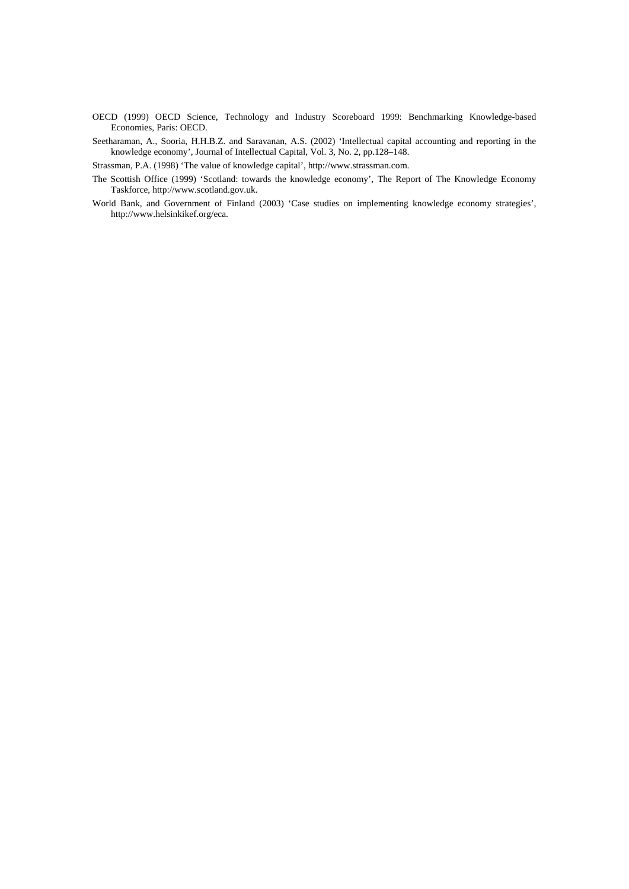OECD (1999) OECD Science, Technology and Industry Scoreboard 1999: Benchmarking Knowledge-based Economies, Paris: OECD.

Seetharaman, A., Sooria, H.H.B.Z. and Saravanan, A.S. (2002) 'Intellectual capital accounting and reporting in the knowledge economy', Journal of Intellectual Capital, Vol. 3, No. 2, pp.128–148.

Strassman, P.A. (1998) 'The value of knowledge capital', http://www.strassman.com.

The Scottish Office (1999) 'Scotland: towards the knowledge economy', The Report of The Knowledge Economy Taskforce, http://www.scotland.gov.uk.

World Bank, and Government of Finland (2003) 'Case studies on implementing knowledge economy strategies', http://www.helsinkikef.org/eca.